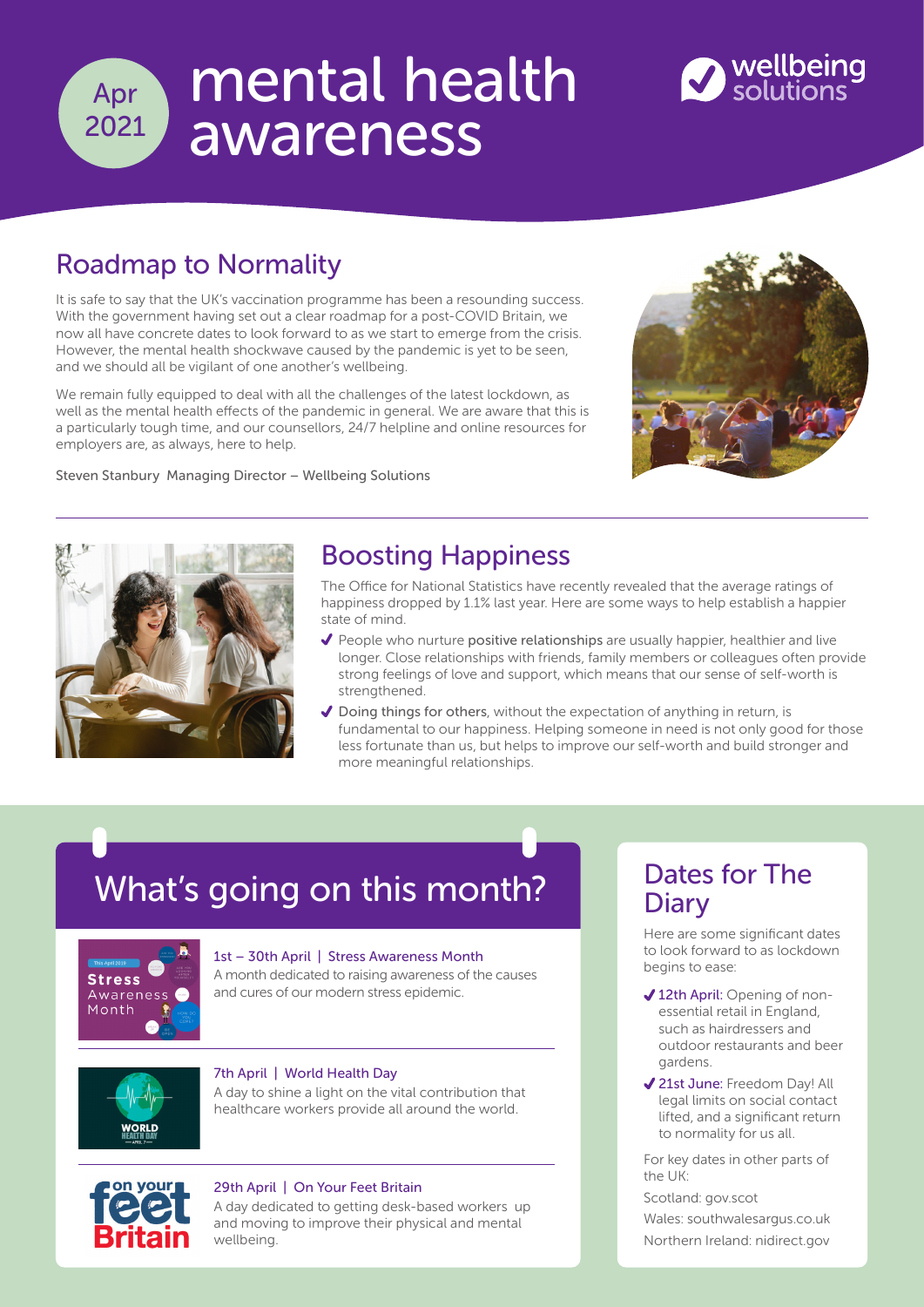Apr 2021

# mental health awareness

wellbeing solutions

## Roadmap to Normality

It is safe to say that the UK's vaccination programme has been a resounding success. With the government having set out a clear roadmap for a post-COVID Britain, we now all have concrete dates to look forward to as we start to emerge from the crisis. However, the mental health shockwave caused by the pandemic is yet to be seen, and we should all be vigilant of one another's wellbeing.

We remain fully equipped to deal with all the challenges of the latest lockdown, as well as the mental health effects of the pandemic in general. We are aware that this is a particularly tough time, and our counsellors, 24/7 helpline and online resources for employers are, as always, here to help.

Steven Stanbury Managing Director – Wellbeing Solutions

## Boosting Happiness

The Office for National Statistics have recently revealed that the average ratings of happiness dropped by 1.1% last year. Here are some ways to help establish a happier state of mind.

- People who nurture **positive relationships** are usually happier, healthier and live longer. Close relationships with friends, family members or colleagues often provide strong feelings of love and support, which means that our sense of self-worth is strengthened.
- **Doing things for others**, without the expectation of anything in return, is fundamental to our happiness. Helping someone in need is not only good for those less fortunate than us, but helps to improve our self-worth and build stronger and more meaningful relationships.

## What's going on this month?

**1st – 30th April | Stress Awareness Month**
A month dedicated to raising awareness of the causes and cures of our modern stress epidemic.

**7th April | World Health Day**
A day to shine a light on the vital contribution that healthcare workers provide all around the world.

**29th April | On Your Feet Britain**
A day dedicated to getting desk-based workers up and moving to improve their physical and mental wellbeing.

## Dates for The Diary

Here are some significant dates to look forward to as lockdown begins to ease:

- **12th April:** Opening of non-essential retail in England, such as hairdressers and outdoor restaurants and beer gardens.
- **21st June:** Freedom Day! All legal limits on social contact lifted, and a significant return to normality for us all.

For key dates in other parts of the UK:

Scotland: gov.scot

Wales: southwalesargus.co.uk

Northern Ireland: nidirect.gov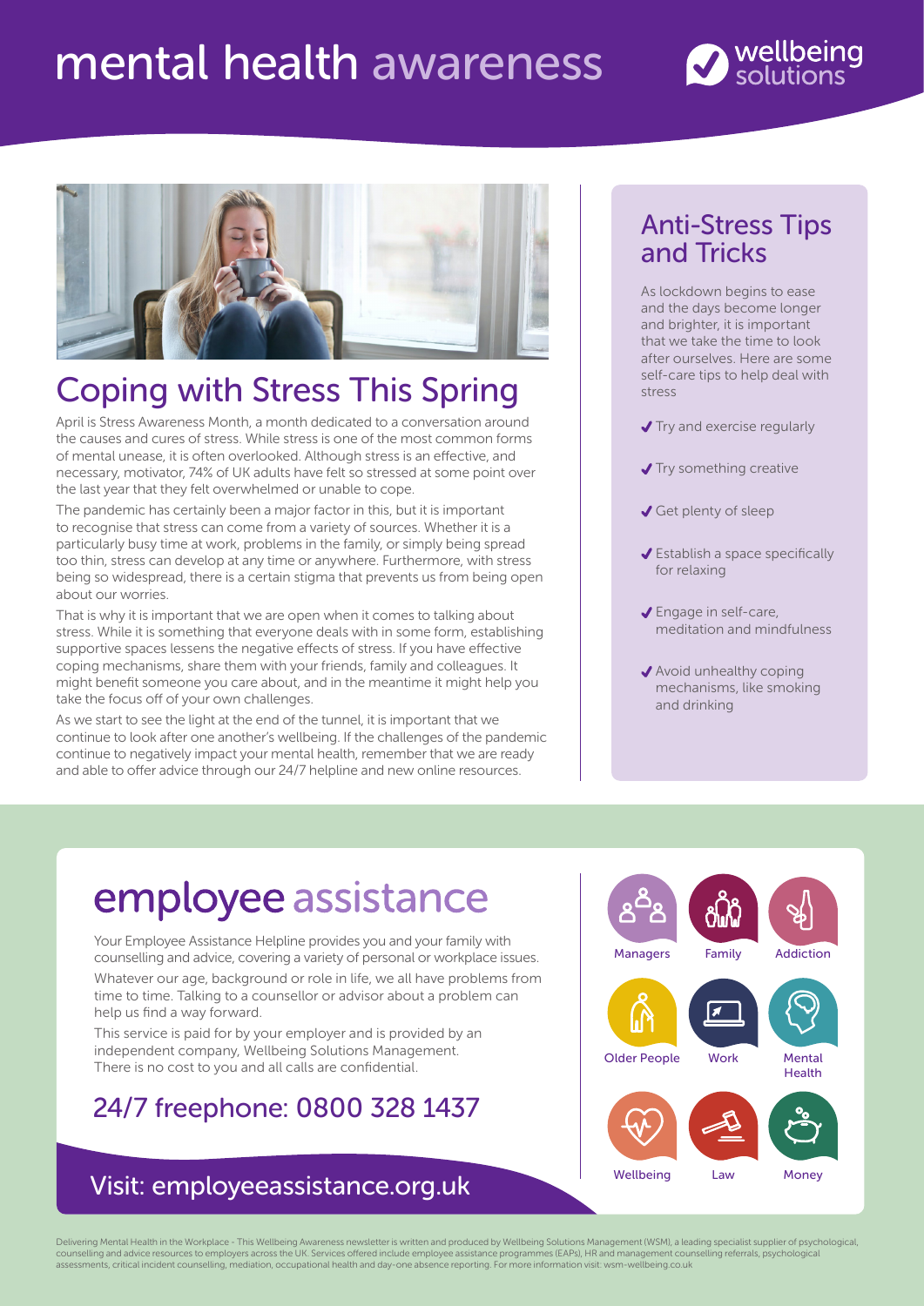# mental health awareness

wellbeing solutions

## Coping with Stress This Spring

April is Stress Awareness Month, a month dedicated to a conversation around the causes and cures of stress. While stress is one of the most common forms of mental unease, it is often overlooked. Although stress is an effective, and necessary, motivator, 74% of UK adults have felt so stressed at some point over the last year that they felt overwhelmed or unable to cope.

The pandemic has certainly been a major factor in this, but it is important to recognise that stress can come from a variety of sources. Whether it is a particularly busy time at work, problems in the family, or simply being spread too thin, stress can develop at any time or anywhere. Furthermore, with stress being so widespread, there is a certain stigma that prevents us from being open about our worries.

That is why it is important that we are open when it comes to talking about stress. While it is something that everyone deals with in some form, establishing supportive spaces lessens the negative effects of stress. If you have effective coping mechanisms, share them with your friends, family and colleagues. It might benefit someone you care about, and in the meantime it might help you take the focus off of your own challenges.

As we start to see the light at the end of the tunnel, it is important that we continue to look after one another's wellbeing. If the challenges of the pandemic continue to negatively impact your mental health, remember that we are ready and able to offer advice through our 24/7 helpline and new online resources.

## Anti-Stress Tips and Tricks

As lockdown begins to ease and the days become longer and brighter, it is important that we take the time to look after ourselves. Here are some self-care tips to help deal with stress

- ✔ Try and exercise regularly
- ✔ Try something creative
- ✔ Get plenty of sleep
- ✔ Establish a space specifically for relaxing
- ✔ Engage in self-care, meditation and mindfulness
- ✔ Avoid unhealthy coping mechanisms, like smoking and drinking

# employee assistance

Your Employee Assistance Helpline provides you and your family with counselling and advice, covering a variety of personal or workplace issues.

Whatever our age, background or role in life, we all have problems from time to time. Talking to a counsellor or advisor about a problem can help us find a way forward.

This service is paid for by your employer and is provided by an independent company, Wellbeing Solutions Management. There is no cost to you and all calls are confidential.

## 24/7 freephone: 0800 328 1437

## Visit: employeeassistance.org.uk

Managers
Family
Addiction
Older People
Work
Mental Health
Wellbeing
Law
Money

Delivering Mental Health in the Workplace - This Wellbeing Awareness newsletter is written and produced by Wellbeing Solutions Management (WSM), a leading specialist supplier of psychological, counselling and advice resources to employers across the UK. Services offered include employee assistance programmes (EAPs), HR and management counselling referrals, psychological assessments, critical incident counselling, mediation, occupational health and day-one absence reporting. For more information visit: wsm-wellbeing.co.uk